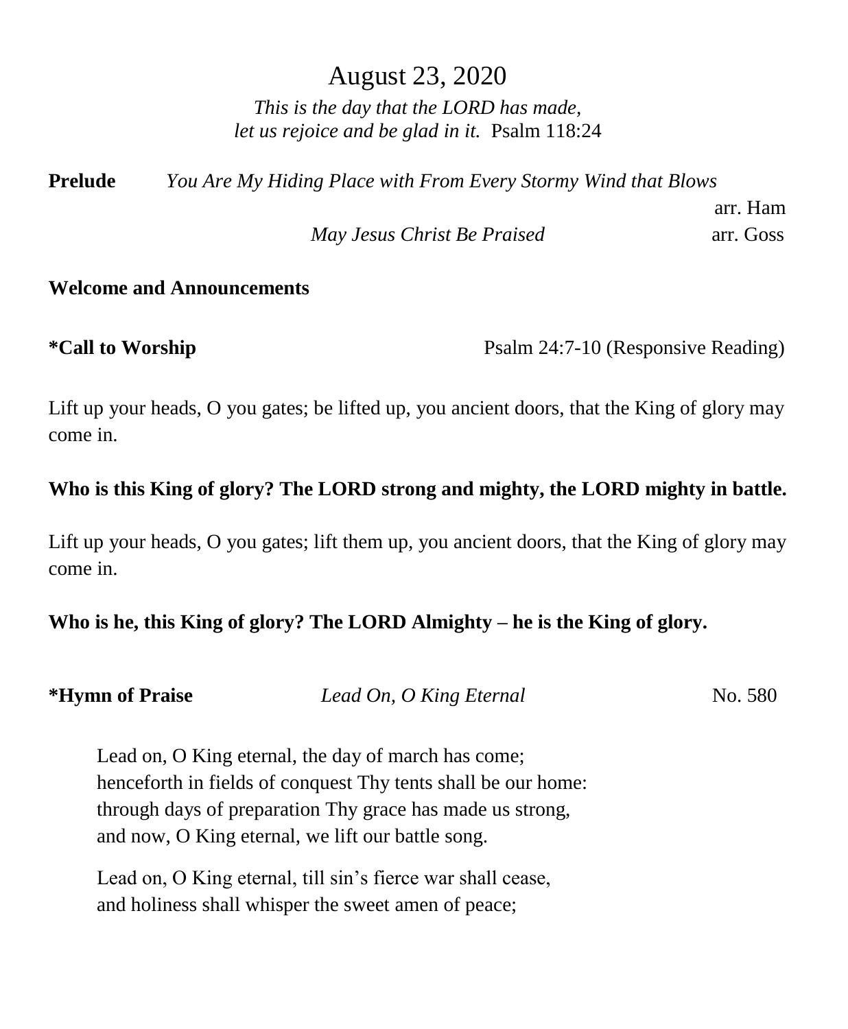# August 23, 2020

*This is the day that the LORD has made,*
*let us rejoice and be glad in it.* Psalm 118:24

**Prelude** *You Are My Hiding Place with From Every Stormy Wind that Blows* arr. Ham

*May Jesus Christ Be Praised* arr. Goss

**Welcome and Announcements**

**\*Call to Worship** Psalm 24:7-10 (Responsive Reading)

Lift up your heads, O you gates; be lifted up, you ancient doors, that the King of glory may come in.

**Who is this King of glory? The LORD strong and mighty, the LORD mighty in battle.**

Lift up your heads, O you gates; lift them up, you ancient doors, that the King of glory may come in.

**Who is he, this King of glory? The LORD Almighty – he is the King of glory.**

**\*Hymn of Praise** *Lead On, O King Eternal* No. 580

Lead on, O King eternal, the day of march has come;
henceforth in fields of conquest Thy tents shall be our home:
through days of preparation Thy grace has made us strong,
and now, O King eternal, we lift our battle song.

Lead on, O King eternal, till sin's fierce war shall cease,
and holiness shall whisper the sweet amen of peace;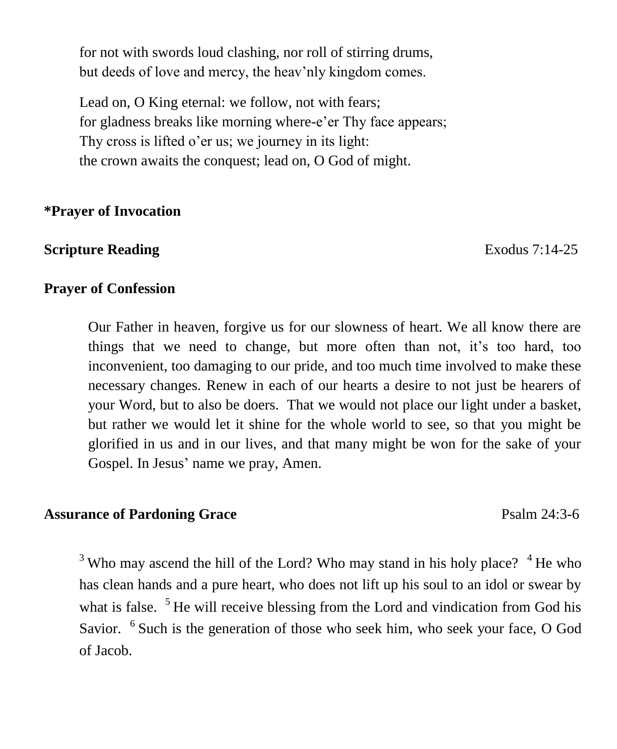for not with swords loud clashing, nor roll of stirring drums,  
but deeds of love and mercy, the heav'nly kingdom comes.

Lead on, O King eternal: we follow, not with fears;  
for gladness breaks like morning where-e'er Thy face appears;  
Thy cross is lifted o'er us; we journey in its light:  
the crown awaits the conquest; lead on, O God of might.

**\*Prayer of Invocation**

**Scripture Reading** Exodus 7:14-25

**Prayer of Confession**

Our Father in heaven, forgive us for our slowness of heart. We all know there are things that we need to change, but more often than not, it's too hard, too inconvenient, too damaging to our pride, and too much time involved to make these necessary changes. Renew in each of our hearts a desire to not just be hearers of your Word, but to also be doers. That we would not place our light under a basket, but rather we would let it shine for the whole world to see, so that you might be glorified in us and in our lives, and that many might be won for the sake of your Gospel. In Jesus' name we pray, Amen.

**Assurance of Pardoning Grace** Psalm 24:3-6

[3] Who may ascend the hill of the Lord? Who may stand in his holy place? [4] He who has clean hands and a pure heart, who does not lift up his soul to an idol or swear by what is false. [5] He will receive blessing from the Lord and vindication from God his Savior. [6] Such is the generation of those who seek him, who seek your face, O God of Jacob.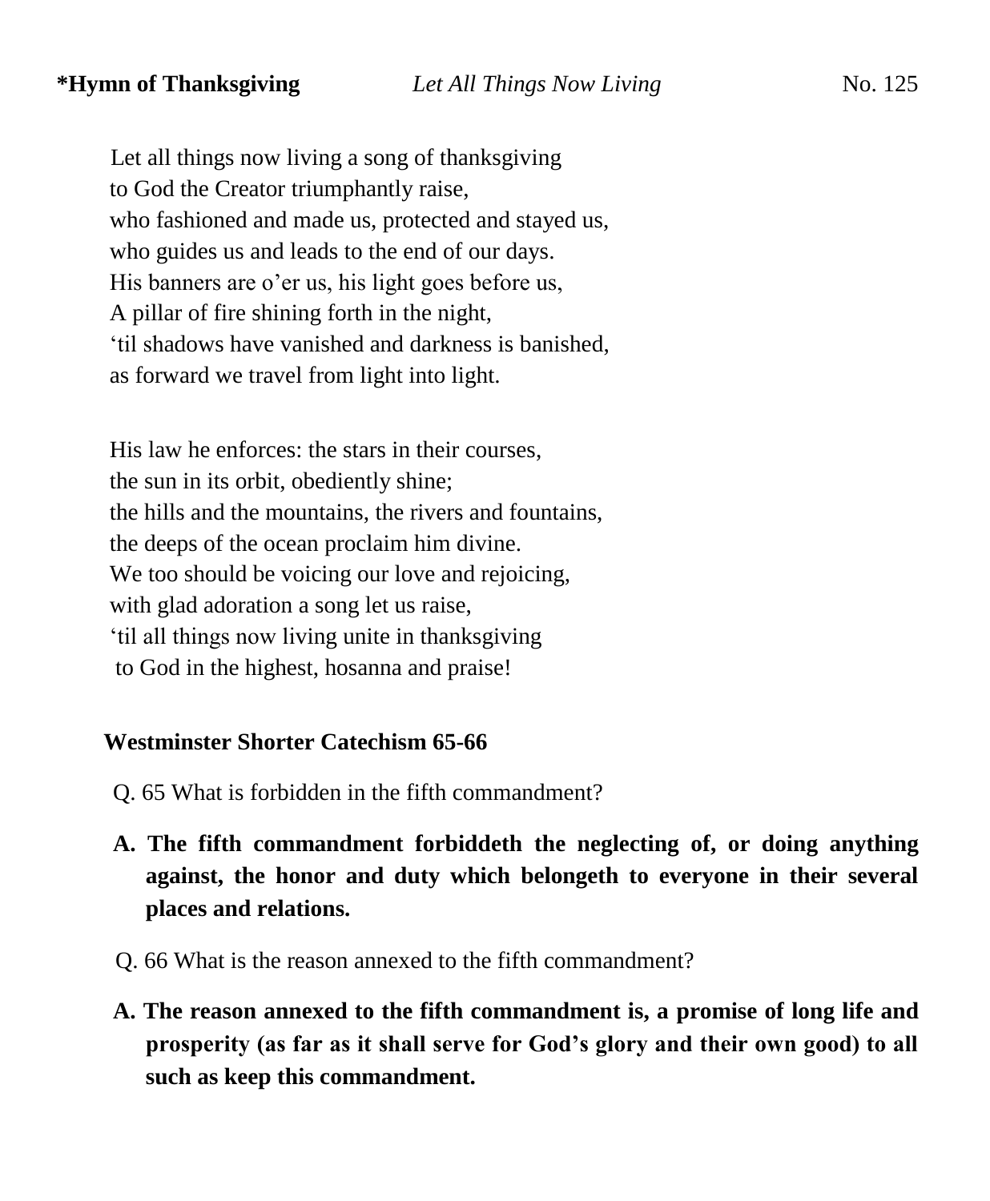**\*Hymn of Thanksgiving** *Let All Things Now Living* No. 125

Let all things now living a song of thanksgiving
to God the Creator triumphantly raise,
who fashioned and made us, protected and stayed us,
who guides us and leads to the end of our days.
His banners are o'er us, his light goes before us,
A pillar of fire shining forth in the night,
'til shadows have vanished and darkness is banished,
as forward we travel from light into light.

His law he enforces: the stars in their courses,
the sun in its orbit, obediently shine;
the hills and the mountains, the rivers and fountains,
the deeps of the ocean proclaim him divine.
We too should be voicing our love and rejoicing,
with glad adoration a song let us raise,
'til all things now living unite in thanksgiving
to God in the highest, hosanna and praise!

**Westminster Shorter Catechism 65-66**

Q. 65 What is forbidden in the fifth commandment?

**A. The fifth commandment forbiddeth the neglecting of, or doing anything against, the honor and duty which belongeth to everyone in their several places and relations.**

Q. 66 What is the reason annexed to the fifth commandment?

**A. The reason annexed to the fifth commandment is, a promise of long life and prosperity (as far as it shall serve for God's glory and their own good) to all such as keep this commandment.**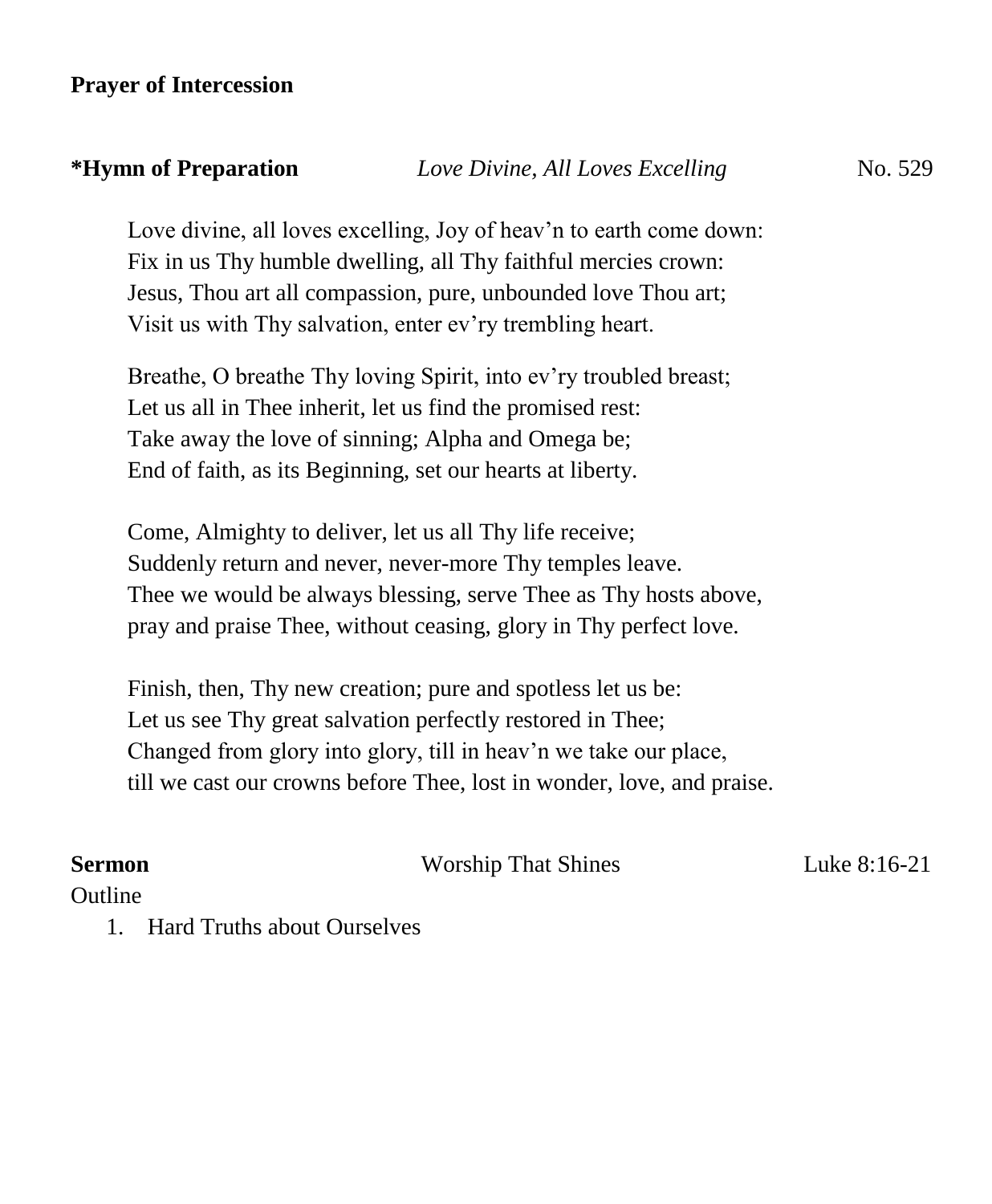**Prayer of Intercession**

**\*Hymn of Preparation** *Love Divine, All Loves Excelling* No. 529

Love divine, all loves excelling, Joy of heav'n to earth come down:
Fix in us Thy humble dwelling, all Thy faithful mercies crown:
Jesus, Thou art all compassion, pure, unbounded love Thou art;
Visit us with Thy salvation, enter ev'ry trembling heart.

Breathe, O breathe Thy loving Spirit, into ev'ry troubled breast;
Let us all in Thee inherit, let us find the promised rest:
Take away the love of sinning; Alpha and Omega be;
End of faith, as its Beginning, set our hearts at liberty.

Come, Almighty to deliver, let us all Thy life receive;
Suddenly return and never, never-more Thy temples leave.
Thee we would be always blessing, serve Thee as Thy hosts above,
pray and praise Thee, without ceasing, glory in Thy perfect love.

Finish, then, Thy new creation; pure and spotless let us be:
Let us see Thy great salvation perfectly restored in Thee;
Changed from glory into glory, till in heav'n we take our place,
till we cast our crowns before Thee, lost in wonder, love, and praise.

**Sermon** Worship That Shines Luke 8:16-21

Outline

1. Hard Truths about Ourselves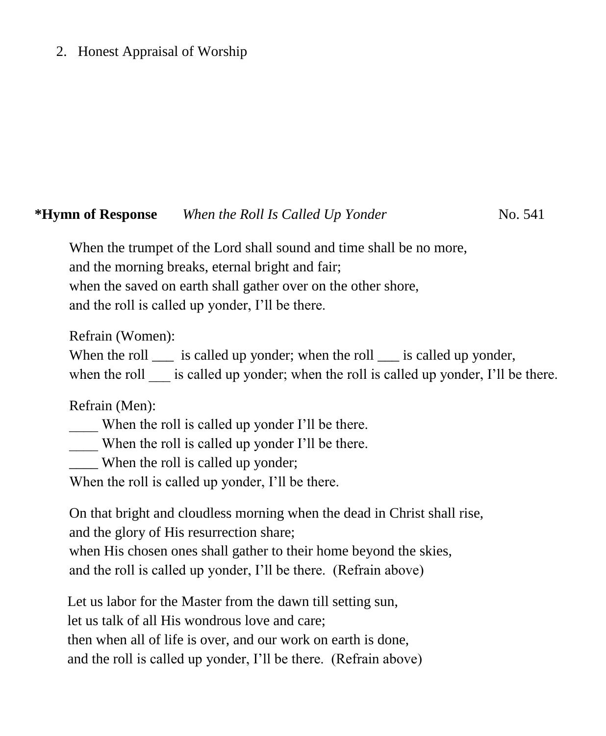2. Honest Appraisal of Worship

**\*Hymn of Response** *When the Roll Is Called Up Yonder* No. 541

When the trumpet of the Lord shall sound and time shall be no more,
and the morning breaks, eternal bright and fair;
when the saved on earth shall gather over on the other shore,
and the roll is called up yonder, I'll be there.

Refrain (Women):
When the roll ___ is called up yonder; when the roll ___ is called up yonder,
when the roll ___ is called up yonder; when the roll is called up yonder, I'll be there.

Refrain (Men):
____ When the roll is called up yonder I'll be there.
____ When the roll is called up yonder I'll be there.
____ When the roll is called up yonder;
When the roll is called up yonder, I'll be there.

On that bright and cloudless morning when the dead in Christ shall rise,
and the glory of His resurrection share;
when His chosen ones shall gather to their home beyond the skies,
and the roll is called up yonder, I'll be there. (Refrain above)

Let us labor for the Master from the dawn till setting sun,
let us talk of all His wondrous love and care;
then when all of life is over, and our work on earth is done,
and the roll is called up yonder, I'll be there. (Refrain above)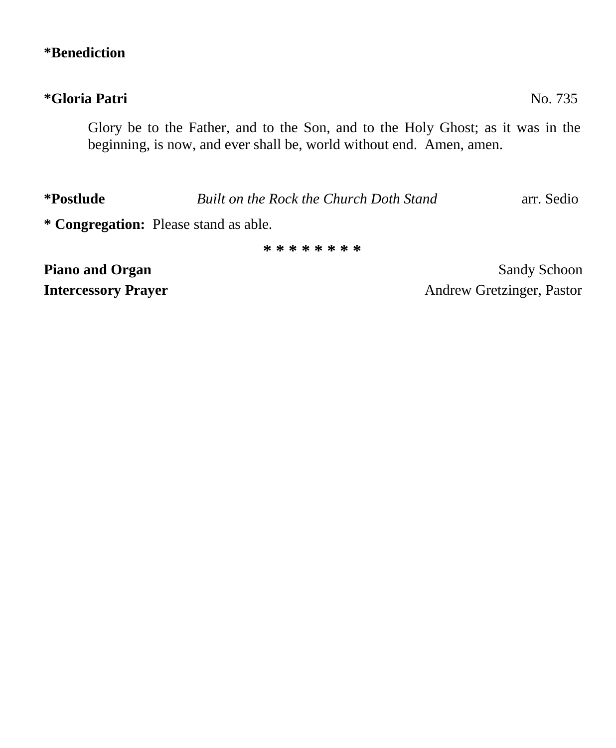**\*Benediction**

**\*Gloria Patri** No. 735

> Glory be to the Father, and to the Son, and to the Holy Ghost; as it was in the beginning, is now, and ever shall be, world without end. Amen, amen.

**\*Postlude** *Built on the Rock the Church Doth Stand* arr. Sedio

**\* Congregation:** Please stand as able.

\* \* \* \* \* \* \* \*

**Piano and Organ** Sandy Schoon

**Intercessory Prayer** Andrew Gretzinger, Pastor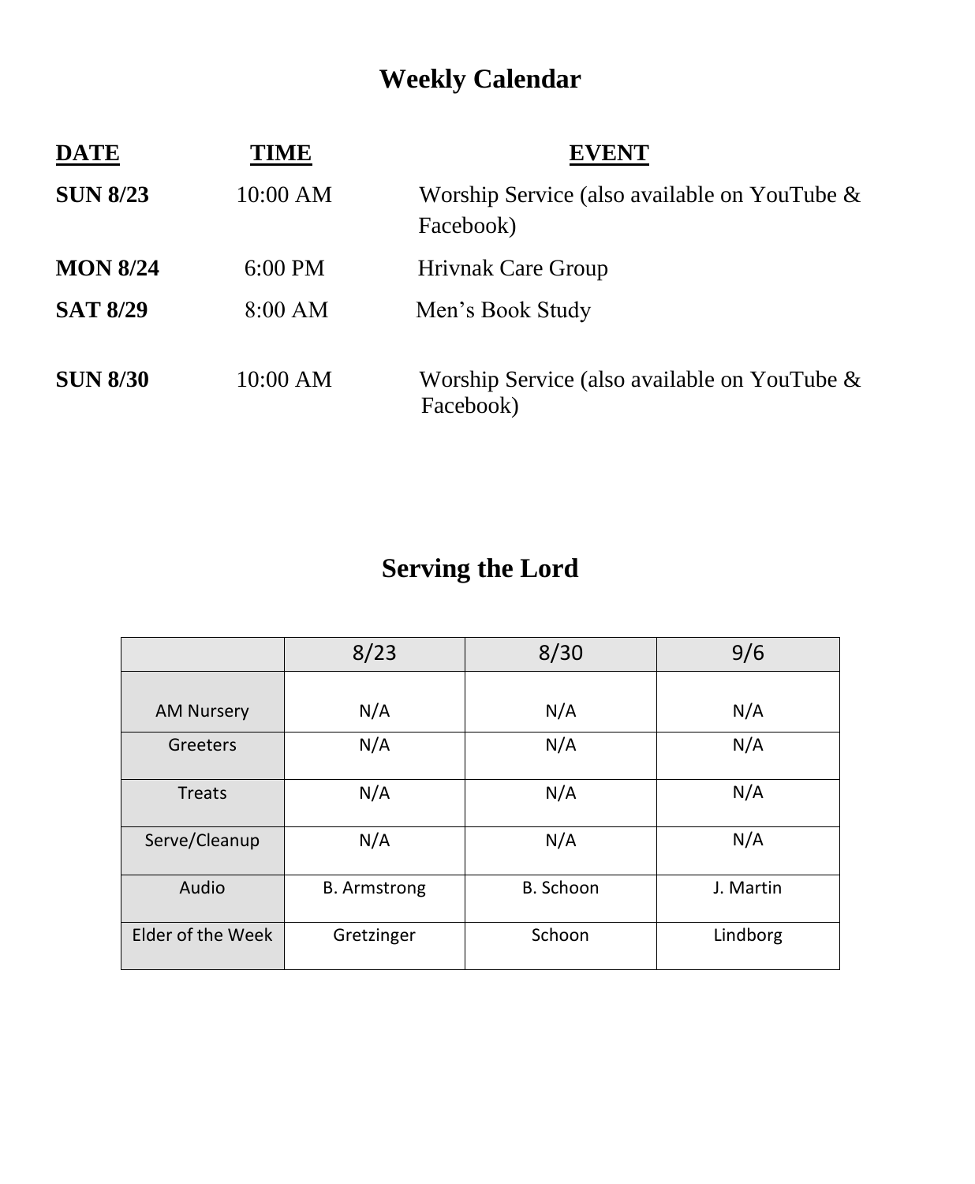# Weekly Calendar

| DATE | TIME | EVENT |
| --- | --- | --- |
| **SUN 8/23** | 10:00 AM | Worship Service (also available on YouTube & Facebook) |
| **MON 8/24** | 6:00 PM | Hrivnak Care Group |
| **SAT 8/29** | 8:00 AM | Men's Book Study |
| **SUN 8/30** | 10:00 AM | Worship Service (also available on YouTube & Facebook) |

# Serving the Lord

| | 8/23 | 8/30 | 9/6 |
| --- | --- | --- | --- |
| AM Nursery | N/A | N/A | N/A |
| Greeters | N/A | N/A | N/A |
| Treats | N/A | N/A | N/A |
| Serve/Cleanup | N/A | N/A | N/A |
| Audio | B. Armstrong | B. Schoon | J. Martin |
| Elder of the Week | Gretzinger | Schoon | Lindborg |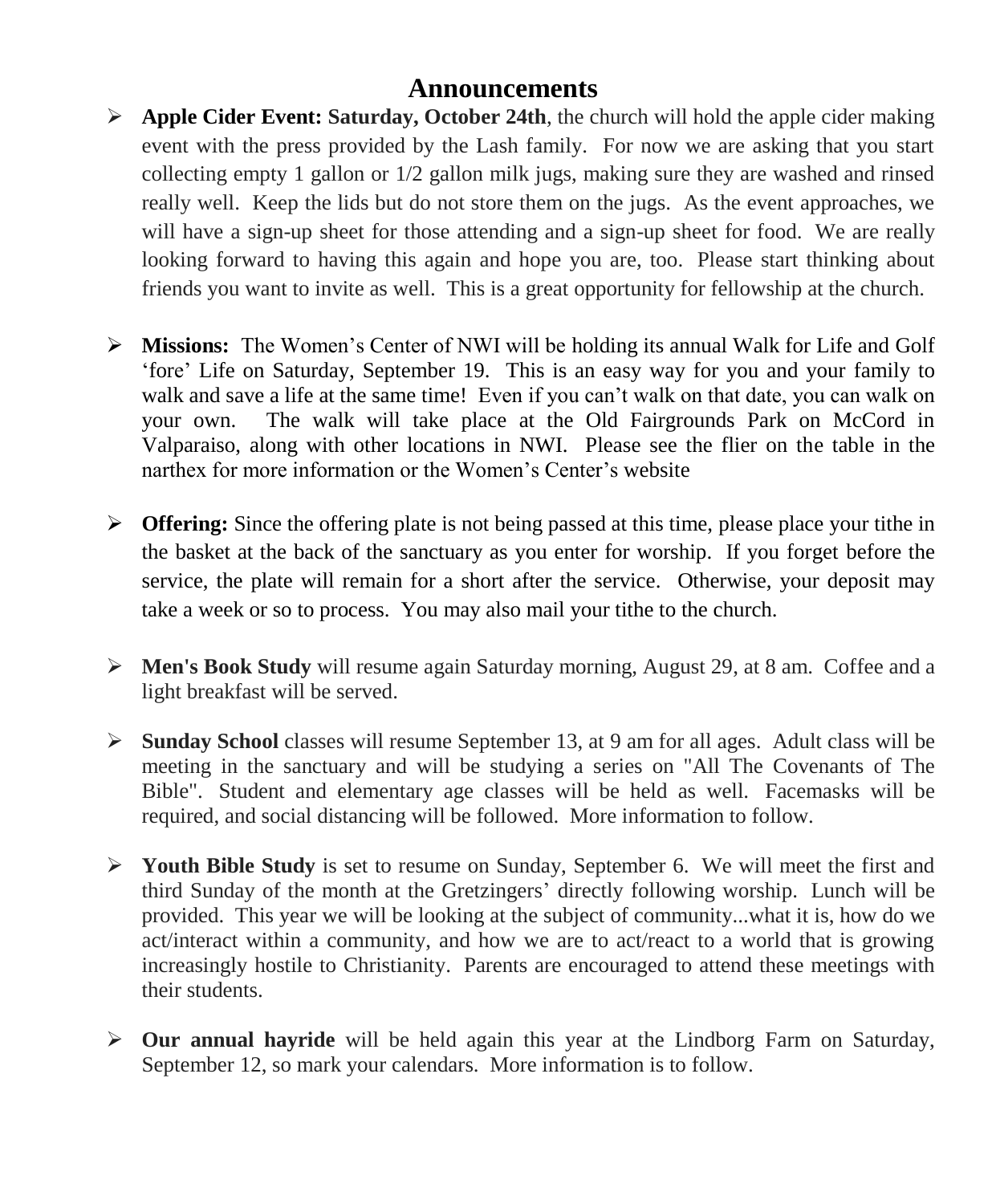# Announcements

- **Apple Cider Event: Saturday, October 24th**, the church will hold the apple cider making event with the press provided by the Lash family. For now we are asking that you start collecting empty 1 gallon or 1/2 gallon milk jugs, making sure they are washed and rinsed really well. Keep the lids but do not store them on the jugs. As the event approaches, we will have a sign-up sheet for those attending and a sign-up sheet for food. We are really looking forward to having this again and hope you are, too. Please start thinking about friends you want to invite as well. This is a great opportunity for fellowship at the church.

- **Missions:** The Women's Center of NWI will be holding its annual Walk for Life and Golf 'fore' Life on Saturday, September 19. This is an easy way for you and your family to walk and save a life at the same time! Even if you can't walk on that date, you can walk on your own. The walk will take place at the Old Fairgrounds Park on McCord in Valparaiso, along with other locations in NWI. Please see the flier on the table in the narthex for more information or the Women's Center's website

- **Offering:** Since the offering plate is not being passed at this time, please place your tithe in the basket at the back of the sanctuary as you enter for worship. If you forget before the service, the plate will remain for a short after the service. Otherwise, your deposit may take a week or so to process. You may also mail your tithe to the church.

- **Men's Book Study** will resume again Saturday morning, August 29, at 8 am. Coffee and a light breakfast will be served.

- **Sunday School** classes will resume September 13, at 9 am for all ages. Adult class will be meeting in the sanctuary and will be studying a series on "All The Covenants of The Bible". Student and elementary age classes will be held as well. Facemasks will be required, and social distancing will be followed. More information to follow.

- **Youth Bible Study** is set to resume on Sunday, September 6. We will meet the first and third Sunday of the month at the Gretzingers' directly following worship. Lunch will be provided. This year we will be looking at the subject of community...what it is, how do we act/interact within a community, and how we are to act/react to a world that is growing increasingly hostile to Christianity. Parents are encouraged to attend these meetings with their students.

- **Our annual hayride** will be held again this year at the Lindborg Farm on Saturday, September 12, so mark your calendars. More information is to follow.